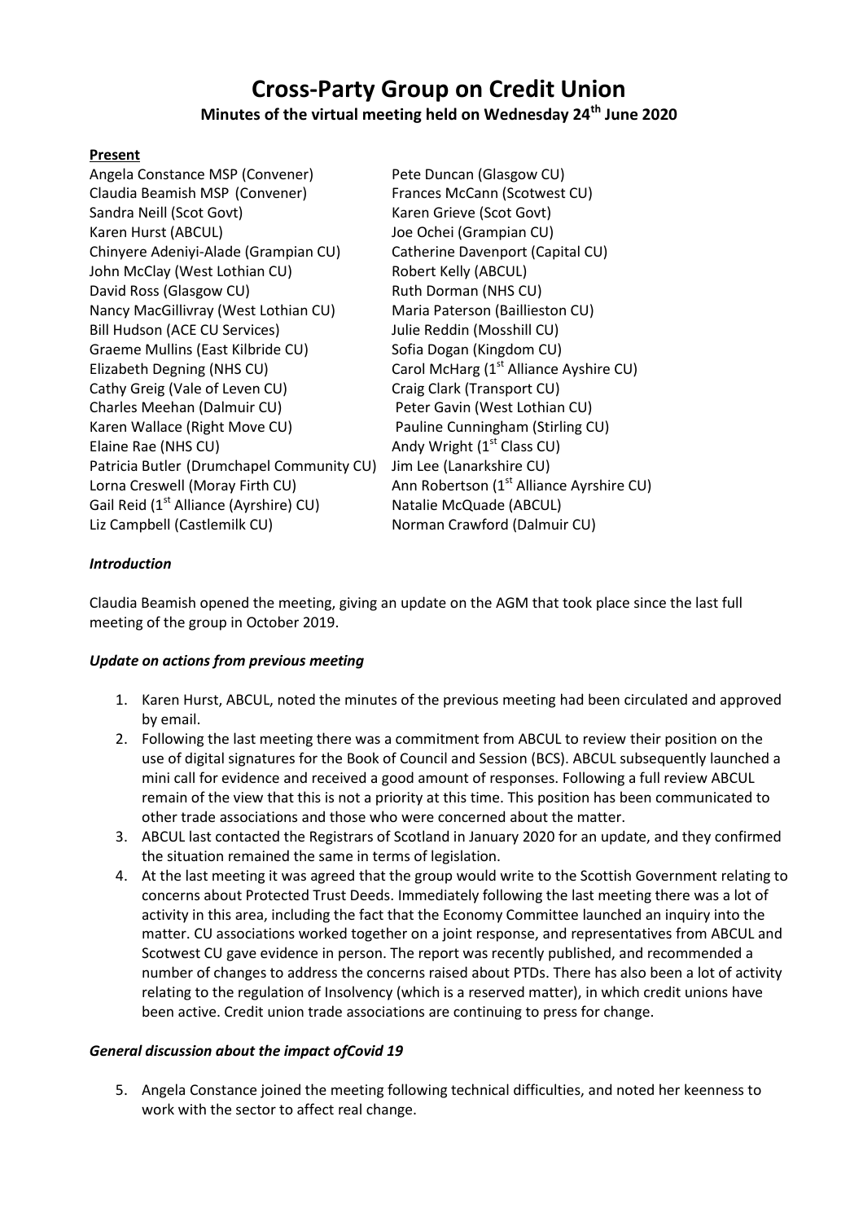# Cross-Party Group on Credit Union

## Minutes of the virtual meeting held on Wednesday 24th June 2020

**Present**

Angela Constance MSP (Convener)
Claudia Beamish MSP (Convener)
Sandra Neill (Scot Govt)
Karen Hurst (ABCUL)
Chinyere Adeniyi-Alade (Grampian CU)
John McClay (West Lothian CU)
David Ross (Glasgow CU)
Nancy MacGillivray (West Lothian CU)
Bill Hudson (ACE CU Services)
Graeme Mullins (East Kilbride CU)
Elizabeth Degning (NHS CU)
Cathy Greig (Vale of Leven CU)
Charles Meehan (Dalmuir CU)
Karen Wallace (Right Move CU)
Elaine Rae (NHS CU)
Patricia Butler (Drumchapel Community CU)
Lorna Creswell (Moray Firth CU)
Gail Reid (1st Alliance (Ayrshire) CU)
Liz Campbell (Castlemilk CU)
Pete Duncan (Glasgow CU)
Frances McCann (Scotwest CU)
Karen Grieve (Scot Govt)
Joe Ochei (Grampian CU)
Catherine Davenport (Capital CU)
Robert Kelly (ABCUL)
Ruth Dorman (NHS CU)
Maria Paterson (Baillieston CU)
Julie Reddin (Mosshill CU)
Sofia Dogan (Kingdom CU)
Carol McHarg (1st Alliance Ayshire CU)
Craig Clark (Transport CU)
Peter Gavin (West Lothian CU)
Pauline Cunningham (Stirling CU)
Andy Wright (1st Class CU)
Jim Lee (Lanarkshire CU)
Ann Robertson (1st Alliance Ayrshire CU)
Natalie McQuade (ABCUL)
Norman Crawford (Dalmuir CU)

***Introduction***

Claudia Beamish opened the meeting, giving an update on the AGM that took place since the last full meeting of the group in October 2019.

***Update on actions from previous meeting***

1. Karen Hurst, ABCUL, noted the minutes of the previous meeting had been circulated and approved by email.
2. Following the last meeting there was a commitment from ABCUL to review their position on the use of digital signatures for the Book of Council and Session (BCS). ABCUL subsequently launched a mini call for evidence and received a good amount of responses. Following a full review ABCUL remain of the view that this is not a priority at this time. This position has been communicated to other trade associations and those who were concerned about the matter.
3. ABCUL last contacted the Registrars of Scotland in January 2020 for an update, and they confirmed the situation remained the same in terms of legislation.
4. At the last meeting it was agreed that the group would write to the Scottish Government relating to concerns about Protected Trust Deeds. Immediately following the last meeting there was a lot of activity in this area, including the fact that the Economy Committee launched an inquiry into the matter. CU associations worked together on a joint response, and representatives from ABCUL and Scotwest CU gave evidence in person. The report was recently published, and recommended a number of changes to address the concerns raised about PTDs. There has also been a lot of activity relating to the regulation of Insolvency (which is a reserved matter), in which credit unions have been active. Credit union trade associations are continuing to press for change.

***General discussion about the impact ofCovid 19***

5. Angela Constance joined the meeting following technical difficulties, and noted her keenness to work with the sector to affect real change.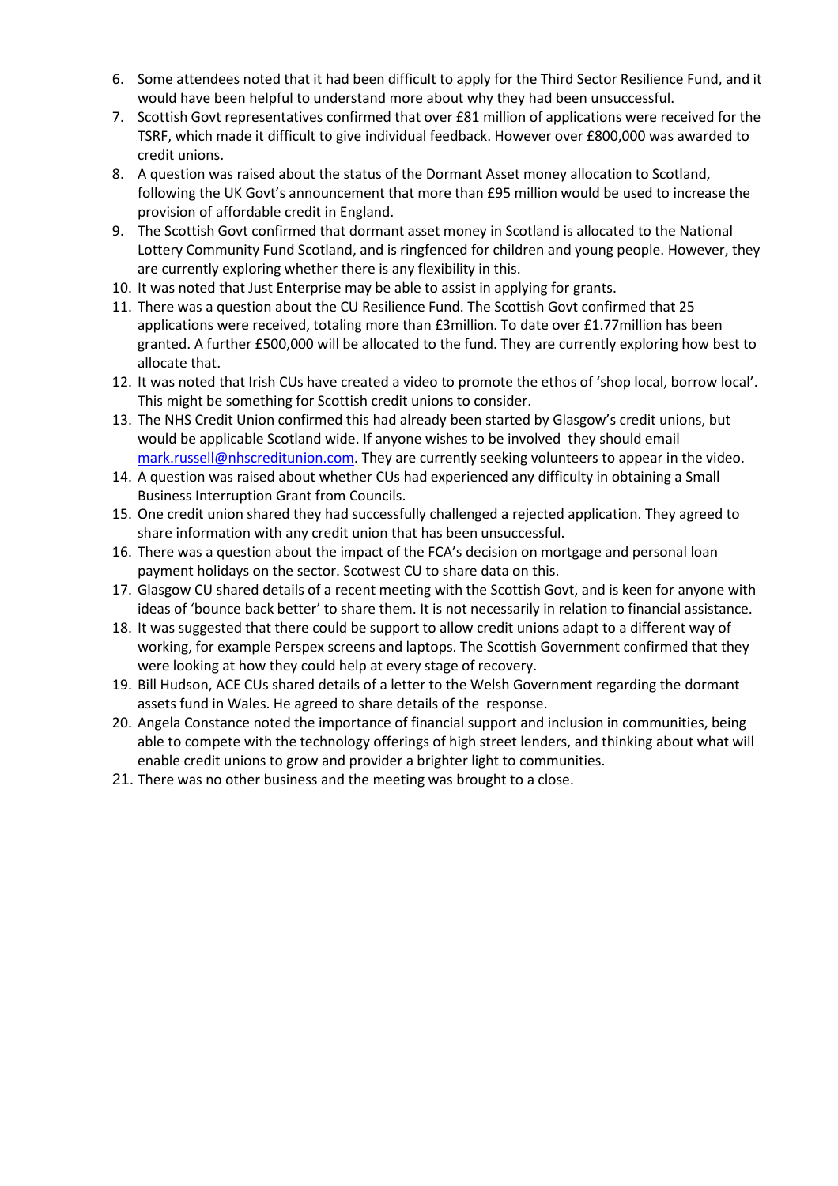6. Some attendees noted that it had been difficult to apply for the Third Sector Resilience Fund, and it would have been helpful to understand more about why they had been unsuccessful.
7. Scottish Govt representatives confirmed that over £81 million of applications were received for the TSRF, which made it difficult to give individual feedback. However over £800,000 was awarded to credit unions.
8. A question was raised about the status of the Dormant Asset money allocation to Scotland, following the UK Govt's announcement that more than £95 million would be used to increase the provision of affordable credit in England.
9. The Scottish Govt confirmed that dormant asset money in Scotland is allocated to the National Lottery Community Fund Scotland, and is ringfenced for children and young people. However, they are currently exploring whether there is any flexibility in this.
10. It was noted that Just Enterprise may be able to assist in applying for grants.
11. There was a question about the CU Resilience Fund. The Scottish Govt confirmed that 25 applications were received, totaling more than £3million. To date over £1.77million has been granted. A further £500,000 will be allocated to the fund. They are currently exploring how best to allocate that.
12. It was noted that Irish CUs have created a video to promote the ethos of 'shop local, borrow local'. This might be something for Scottish credit unions to consider.
13. The NHS Credit Union confirmed this had already been started by Glasgow's credit unions, but would be applicable Scotland wide. If anyone wishes to be involved they should email mark.russell@nhscreditunion.com. They are currently seeking volunteers to appear in the video.
14. A question was raised about whether CUs had experienced any difficulty in obtaining a Small Business Interruption Grant from Councils.
15. One credit union shared they had successfully challenged a rejected application. They agreed to share information with any credit union that has been unsuccessful.
16. There was a question about the impact of the FCA's decision on mortgage and personal loan payment holidays on the sector. Scotwest CU to share data on this.
17. Glasgow CU shared details of a recent meeting with the Scottish Govt, and is keen for anyone with ideas of 'bounce back better' to share them. It is not necessarily in relation to financial assistance.
18. It was suggested that there could be support to allow credit unions adapt to a different way of working, for example Perspex screens and laptops. The Scottish Government confirmed that they were looking at how they could help at every stage of recovery.
19. Bill Hudson, ACE CUs shared details of a letter to the Welsh Government regarding the dormant assets fund in Wales. He agreed to share details of the response.
20. Angela Constance noted the importance of financial support and inclusion in communities, being able to compete with the technology offerings of high street lenders, and thinking about what will enable credit unions to grow and provider a brighter light to communities.
21. There was no other business and the meeting was brought to a close.